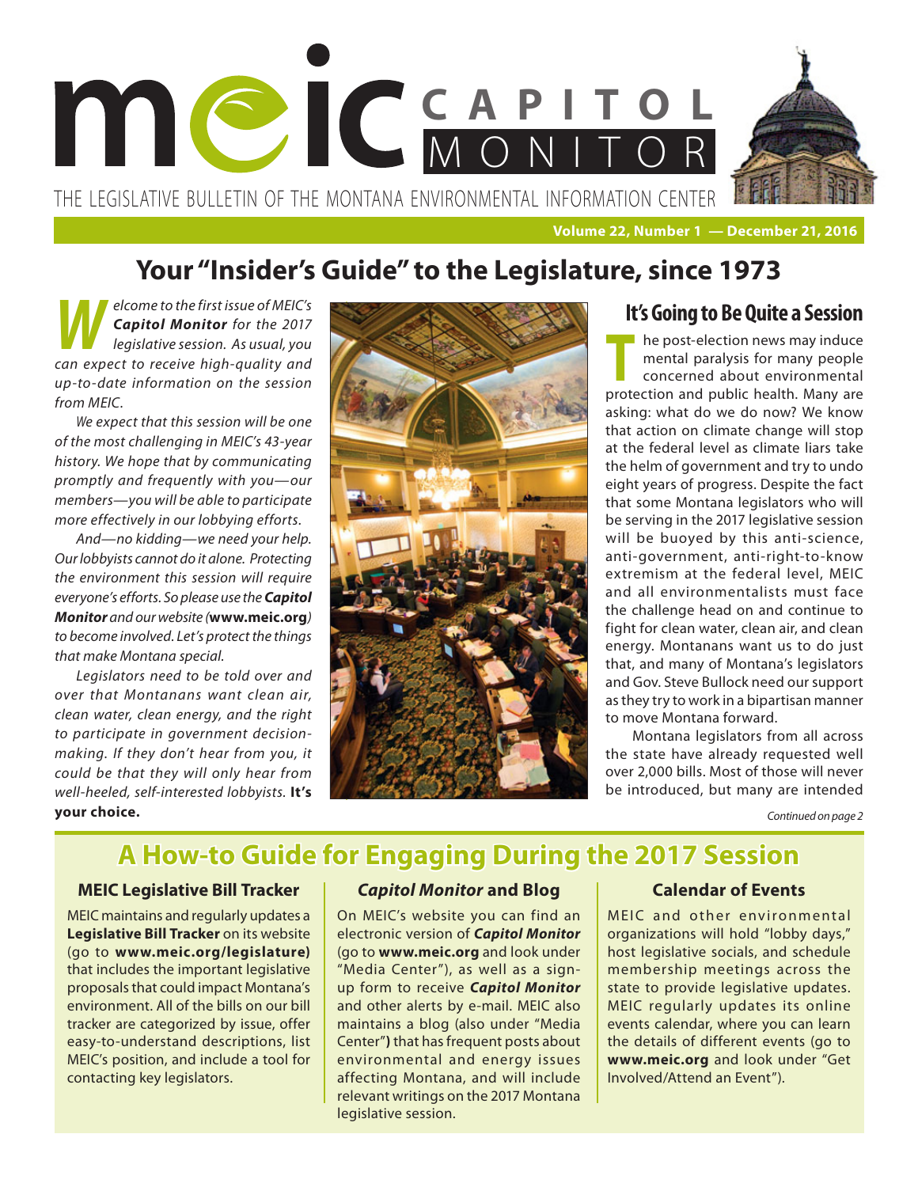# MEIC CAPITOL MONITOR

THE LEGISLATIVE BULLETIN OF THE MONTANA ENVIRONMENTAL INFORMATION CENTER

**Volume 22, Number 1 — December 21, 2016**

## Your "Insider's Guide" to the Legislature, since 1973

*Welcome to the first issue of MEIC's **Capitol Monitor** for the 2017 legislative session. As usual, you can expect to receive high-quality and up-to-date information on the session from MEIC.*

*We expect that this session will be one of the most challenging in MEIC's 43-year history. We hope that by communicating promptly and frequently with you—our members—you will be able to participate more effectively in our lobbying efforts.*

*And—no kidding—we need your help. Our lobbyists cannot do it alone. Protecting the environment this session will require everyone's efforts. So please use the **Capitol Monitor** and our website (**www.meic.org**) to become involved. Let's protect the things that make Montana special.*

*Legislators need to be told over and over that Montanans want clean air, clean water, clean energy, and the right to participate in government decision-making. If they don't hear from you, it could be that they will only hear from well-heeled, self-interested lobbyists.* **It's your choice.**

### It's Going to Be Quite a Session

The post-election news may induce mental paralysis for many people concerned about environmental protection and public health. Many are asking: what do we do now? We know that action on climate change will stop at the federal level as climate liars take the helm of government and try to undo eight years of progress. Despite the fact that some Montana legislators who will be serving in the 2017 legislative session will be buoyed by this anti-science, anti-government, anti-right-to-know extremism at the federal level, MEIC and all environmentalists must face the challenge head on and continue to fight for clean water, clean air, and clean energy. Montanans want us to do just that, and many of Montana's legislators and Gov. Steve Bullock need our support as they try to work in a bipartisan manner to move Montana forward.

Montana legislators from all across the state have already requested well over 2,000 bills. Most of those will never be introduced, but many are intended

*Continued on page 2*

## A How-to Guide for Engaging During the 2017 Session

### MEIC Legislative Bill Tracker

MEIC maintains and regularly updates a **Legislative Bill Tracker** on its website (go to **www.meic.org/legislature)** that includes the important legislative proposals that could impact Montana's environment. All of the bills on our bill tracker are categorized by issue, offer easy-to-understand descriptions, list MEIC's position, and include a tool for contacting key legislators.

### *Capitol Monitor* and Blog

On MEIC's website you can find an electronic version of ***Capitol Monitor*** (go to **www.meic.org** and look under "Media Center"), as well as a sign-up form to receive ***Capitol Monitor*** and other alerts by e-mail. MEIC also maintains a blog (also under "Media Center"**)** that has frequent posts about environmental and energy issues affecting Montana, and will include relevant writings on the 2017 Montana legislative session.

### Calendar of Events

MEIC and other environmental organizations will hold "lobby days," host legislative socials, and schedule membership meetings across the state to provide legislative updates. MEIC regularly updates its online events calendar, where you can learn the details of different events (go to **www.meic.org** and look under "Get Involved/Attend an Event").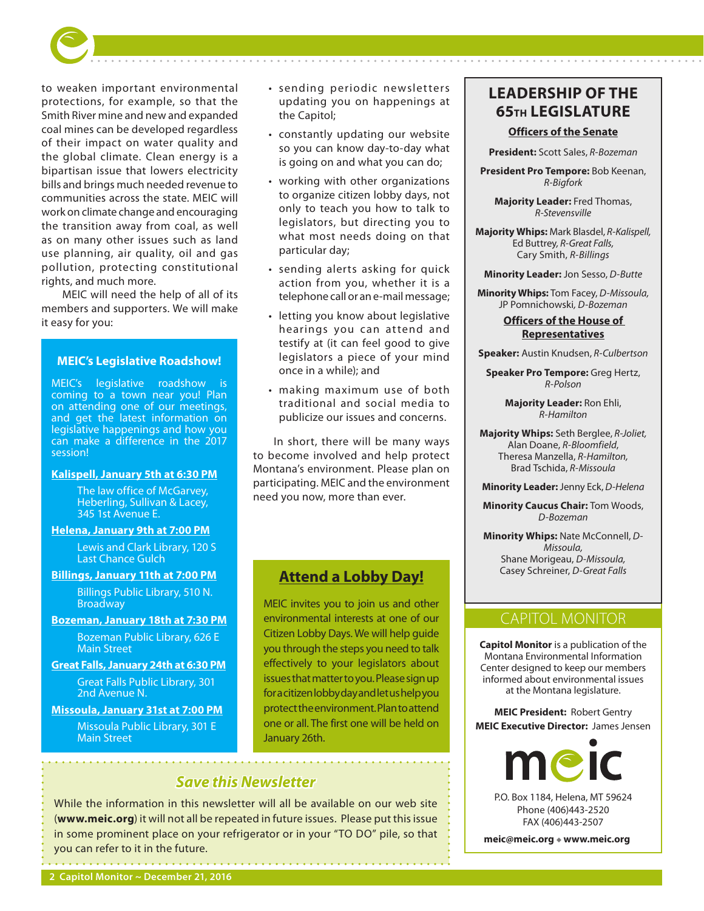to weaken important environmental protections, for example, so that the Smith River mine and new and expanded coal mines can be developed regardless of their impact on water quality and the global climate. Clean energy is a bipartisan issue that lowers electricity bills and brings much needed revenue to communities across the state. MEIC will work on climate change and encouraging the transition away from coal, as well as on many other issues such as land use planning, air quality, oil and gas pollution, protecting constitutional rights, and much more.

MEIC will need the help of all of its members and supporters. We will make it easy for you:

- sending periodic newsletters updating you on happenings at the Capitol;
- constantly updating our website so you can know day-to-day what is going on and what you can do;
- working with other organizations to organize citizen lobby days, not only to teach you how to talk to legislators, but directing you to what most needs doing on that particular day;
- sending alerts asking for quick action from you, whether it is a telephone call or an e-mail message;
- letting you know about legislative hearings you can attend and testify at (it can feel good to give legislators a piece of your mind once in a while); and
- making maximum use of both traditional and social media to publicize our issues and concerns.

In short, there will be many ways to become involved and help protect Montana's environment. Please plan on participating. MEIC and the environment need you now, more than ever.

### MEIC's Legislative Roadshow!

MEIC's legislative roadshow is coming to a town near you! Plan on attending one of our meetings, and get the latest information on legislative happenings and how you can make a difference in the 2017 session!

**Kalispell, January 5th at 6:30 PM**
The law office of McGarvey, Heberling, Sullivan & Lacey, 345 1st Avenue E.

**Helena, January 9th at 7:00 PM**
Lewis and Clark Library, 120 S Last Chance Gulch

**Billings, January 11th at 7:00 PM**
Billings Public Library, 510 N. Broadway

**Bozeman, January 18th at 7:30 PM**
Bozeman Public Library, 626 E Main Street

**Great Falls, January 24th at 6:30 PM**
Great Falls Public Library, 301 2nd Avenue N.

**Missoula, January 31st at 7:00 PM**
Missoula Public Library, 301 E Main Street

### Attend a Lobby Day!

MEIC invites you to join us and other environmental interests at one of our Citizen Lobby Days. We will help guide you through the steps you need to talk effectively to your legislators about issues that matter to you. Please sign up for a citizen lobby day and let us help you protect the environment. Plan to attend one or all. The first one will be held on January 26th.

### *Save this Newsletter*

While the information in this newsletter will all be available on our web site (**www.meic.org**) it will not all be repeated in future issues. Please put this issue in some prominent place on your refrigerator or in your "TO DO" pile, so that you can refer to it in the future.

## LEADERSHIP OF THE 65TH LEGISLATURE

### Officers of the Senate

**President:** Scott Sales, *R-Bozeman*

**President Pro Tempore:** Bob Keenan, *R-Bigfork*

**Majority Leader:** Fred Thomas, *R-Stevensville*

**Majority Whips:** Mark Blasdel, *R-Kalispell,* Ed Buttrey, *R-Great Falls,* Cary Smith, *R-Billings*

**Minority Leader:** Jon Sesso, *D-Butte*

**Minority Whips:** Tom Facey, *D-Missoula,* JP Pomnichowski, *D-Bozeman*

### Officers of the House of Representatives

**Speaker:** Austin Knudsen, *R-Culbertson*

**Speaker Pro Tempore:** Greg Hertz, *R-Polson*

**Majority Leader:** Ron Ehli, *R-Hamilton*

**Majority Whips:** Seth Berglee, *R-Joliet,* Alan Doane, *R-Bloomfield,* Theresa Manzella, *R-Hamilton,* Brad Tschida, *R-Missoula*

**Minority Leader:** Jenny Eck, *D-Helena*

**Minority Caucus Chair:** Tom Woods, *D-Bozeman*

**Minority Whips:** Nate McConnell, *D-Missoula,* Shane Morigeau, *D-Missoula,* Casey Schreiner, *D-Great Falls*

## CAPITOL MONITOR

**Capitol Monitor** is a publication of the Montana Environmental Information Center designed to keep our members informed about environmental issues at the Montana legislature.

**MEIC President:** Robert Gentry
**MEIC Executive Director:** James Jensen

meic

P.O. Box 1184, Helena, MT 59624
Phone (406)443-2520
FAX (406)443-2507

**meic@meic.org** ◆ **www.meic.org**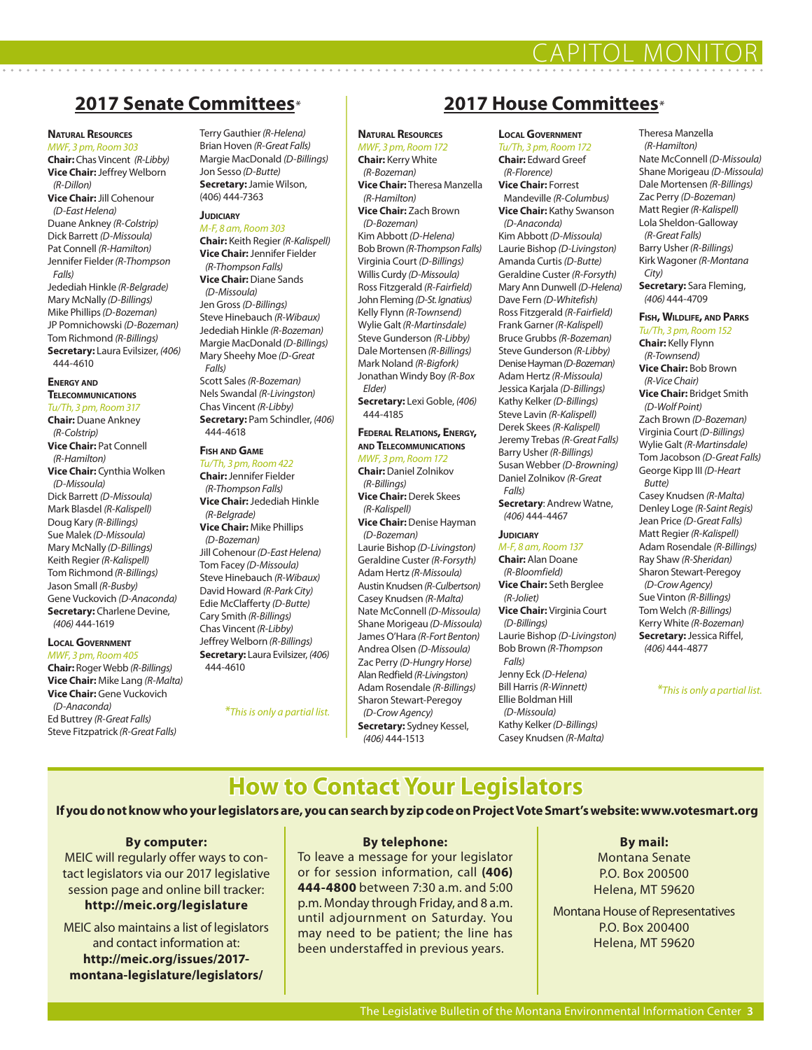## 2017 Senate Committees*

**Natural Resources**
*MWF, 3 pm, Room 303*
**Chair:** Chas Vincent *(R-Libby)*
**Vice Chair:** Jeffrey Welborn *(R-Dillon)*
**Vice Chair:** Jill Cohenour *(D-East Helena)*
Duane Ankney *(R-Colstrip)*
Dick Barrett *(D-Missoula)*
Pat Connell *(R-Hamilton)*
Jennifer Fielder *(R-Thompson Falls)*
Jedediah Hinkle *(R-Belgrade)*
Mary McNally *(D-Billings)*
Mike Phillips *(D-Bozeman)*
JP Pomnichowski *(D-Bozeman)*
Tom Richmond *(R-Billings)*
**Secretary:** Laura Evilsizer, *(406)* 444-4610

**Energy and Telecommunications**
*Tu/Th, 3 pm, Room 317*
**Chair:** Duane Ankney *(R-Colstrip)*
**Vice Chair:** Pat Connell *(R-Hamilton)*
**Vice Chair:** Cynthia Wolken *(D-Missoula)*
Dick Barrett *(D-Missoula)*
Mark Blasdel *(R-Kalispell)*
Doug Kary *(R-Billings)*
Sue Malek *(D-Missoula)*
Mary McNally *(D-Billings)*
Keith Regier *(R-Kalispell)*
Tom Richmond *(R-Billings)*
Jason Small *(R-Busby)*
Gene Vuckovich *(D-Anaconda)*
**Secretary:** Charlene Devine, *(406)* 444-1619

**Local Government**
*MWF, 3 pm, Room 405*
**Chair:** Roger Webb *(R-Billings)*
**Vice Chair:** Mike Lang *(R-Malta)*
**Vice Chair:** Gene Vuckovich *(D-Anaconda)*
Ed Buttrey *(R-Great Falls)*
Steve Fitzpatrick *(R-Great Falls)*
Terry Gauthier *(R-Helena)*
Brian Hoven *(R-Great Falls)*
Margie MacDonald *(D-Billings)*
Jon Sesso *(D-Butte)*
**Secretary:** Jamie Wilson, (406) 444-7363

**Judiciary**
*M-F, 8 am, Room 303*
**Chair:** Keith Regier *(R-Kalispell)*
**Vice Chair:** Jennifer Fielder *(R-Thompson Falls)*
**Vice Chair:** Diane Sands *(D-Missoula)*
Jen Gross *(D-Billings)*
Steve Hinebauch *(R-Wibaux)*
Jedediah Hinkle *(R-Bozeman)*
Margie MacDonald *(D-Billings)*
Mary Sheehy Moe *(D-Great Falls)*
Scott Sales *(R-Bozeman)*
Nels Swandal *(R-Livingston)*
Chas Vincent *(R-Libby)*
**Secretary:** Pam Schindler, *(406)* 444-4618

**Fish and Game**
*Tu/Th, 3 pm, Room 422*
**Chair:** Jennifer Fielder *(R-Thompson Falls)*
**Vice Chair:** Jedediah Hinkle *(R-Belgrade)*
**Vice Chair:** Mike Phillips *(D-Bozeman)*
Jill Cohenour *(D-East Helena)*
Tom Facey *(D-Missoula)*
Steve Hinebauch *(R-Wibaux)*
David Howard *(R-Park City)*
Edie McClafferty *(D-Butte)*
Cary Smith *(R-Billings)*
Chas Vincent *(R-Libby)*
Jeffrey Welborn *(R-Billings)*
**Secretary:** Laura Evilsizer, *(406)* 444-4610

*\*This is only a partial list.*

## 2017 House Committees*

**Natural Resources**
*MWF, 3 pm, Room 172*
**Chair:** Kerry White *(R-Bozeman)*
**Vice Chair:** Theresa Manzella *(R-Hamilton)*
**Vice Chair:** Zach Brown *(D-Bozeman)*
Kim Abbott *(D-Helena)*
Bob Brown *(R-Thompson Falls)*
Virginia Court *(D-Billings)*
Willis Curdy *(D-Missoula)*
Ross Fitzgerald *(R-Fairfield)*
John Fleming *(D-St. Ignatius)*
Kelly Flynn *(R-Townsend)*
Wylie Galt *(R-Martinsdale)*
Steve Gunderson *(R-Libby)*
Dale Mortensen *(R-Billings)*
Mark Noland *(R-Bigfork)*
Jonathan Windy Boy *(R-Box Elder)*
**Secretary:** Lexi Goble, *(406)* 444-4185

**Federal Relations, Energy, and Telecommunications**
*MWF, 3 pm, Room 172*
**Chair:** Daniel Zolnikov *(R-Billings)*
**Vice Chair:** Derek Skees *(R-Kalispell)*
**Vice Chair:** Denise Hayman *(D-Bozeman)*
Laurie Bishop *(D-Livingston)*
Geraldine Custer *(R-Forsyth)*
Adam Hertz *(R-Missoula)*
Austin Knudsen *(R-Culbertson)*
Casey Knudsen *(R-Malta)*
Nate McConnell *(D-Missoula)*
Shane Morigeau *(D-Missoula)*
James O'Hara *(R-Fort Benton)*
Andrea Olsen *(D-Missoula)*
Zac Perry *(D-Hungry Horse)*
Alan Redfield *(R-Livingston)*
Adam Rosendale *(R-Billings)*
Sharon Stewart-Peregoy *(D-Crow Agency)*
**Secretary:** Sydney Kessel, *(406)* 444-1513

**Local Government**
*Tu/Th, 3 pm, Room 172*
**Chair:** Edward Greef *(R-Florence)*
**Vice Chair:** Forrest Mandeville *(R-Columbus)*
**Vice Chair:** Kathy Swanson *(D-Anaconda)*
Kim Abbott *(D-Missoula)*
Laurie Bishop *(D-Livingston)*
Amanda Curtis *(D-Butte)*
Geraldine Custer *(R-Forsyth)*
Mary Ann Dunwell *(D-Helena)*
Dave Fern *(D-Whitefish)*
Ross Fitzgerald *(R-Fairfield)*
Frank Garner *(R-Kalispell)*
Bruce Grubbs *(R-Bozeman)*
Steve Gunderson *(R-Libby)*
Denise Hayman *(D-Bozeman)*
Adam Hertz *(R-Missoula)*
Jessica Karjala *(D-Billings)*
Kathy Kelker *(D-Billings)*
Steve Lavin *(R-Kalispell)*
Derek Skees *(R-Kalispell)*
Jeremy Trebas *(R-Great Falls)*
Barry Usher *(R-Billings)*
Susan Webber *(D-Browning)*
Daniel Zolnikov *(R-Great Falls)*
**Secretary**: Andrew Watne, *(406)* 444-4467

**Judiciary**
*M-F, 8 am, Room 137*
**Chair:** Alan Doane *(R-Bloomfield)*
**Vice Chair:** Seth Berglee *(R-Joliet)*
**Vice Chair:** Virginia Court *(D-Billings)*
Laurie Bishop *(D-Livingston)*
Bob Brown *(R-Thompson Falls)*
Jenny Eck *(D-Helena)*
Bill Harris *(R-Winnett)*
Ellie Boldman Hill *(D-Missoula)*
Kathy Kelker *(D-Billings)*
Casey Knudsen *(R-Malta)*
Theresa Manzella *(R-Hamilton)*
Nate McConnell *(D-Missoula)*
Shane Morigeau *(D-Missoula)*
Dale Mortensen *(R-Billings)*
Zac Perry *(D-Bozeman)*
Matt Regier *(R-Kalispell)*
Lola Sheldon-Galloway *(R-Great Falls)*
Barry Usher *(R-Billings)*
Kirk Wagoner *(R-Montana City)*
**Secretary:** Sara Fleming, *(406)* 444-4709

**Fish, Wildlife, and Parks**
*Tu/Th, 3 pm, Room 152*
**Chair:** Kelly Flynn *(R-Townsend)*
**Vice Chair:** Bob Brown *(R-Vice Chair)*
**Vice Chair:** Bridget Smith *(D-Wolf Point)*
Zach Brown *(D-Bozeman)*
Virginia Court *(D-Billings)*
Wylie Galt *(R-Martinsdale)*
Tom Jacobson *(D-Great Falls)*
George Kipp III *(D-Heart Butte)*
Casey Knudsen *(R-Malta)*
Denley Loge *(R-Saint Regis)*
Jean Price *(D-Great Falls)*
Matt Regier *(R-Kalispell)*
Adam Rosendale *(R-Billings)*
Ray Shaw *(R-Sheridan)*
Sharon Stewart-Peregoy *(D-Crow Agency)*
Sue Vinton *(R-Billings)*
Tom Welch *(R-Billings)*
Kerry White *(R-Bozeman)*
**Secretary:** Jessica Riffel, *(406)* 444-4877

*\*This is only a partial list.*

# How to Contact Your Legislators

**If you do not know who your legislators are, you can search by zip code on Project Vote Smart's website: www.votesmart.org**

**By computer:**
MEIC will regularly offer ways to contact legislators via our 2017 legislative session page and online bill tracker:
**http://meic.org/legislature**

MEIC also maintains a list of legislators and contact information at:
**http://meic.org/issues/2017-montana-legislature/legislators/**

**By telephone:**
To leave a message for your legislator or for session information, call **(406) 444-4800** between 7:30 a.m. and 5:00 p.m. Monday through Friday, and 8 a.m. until adjournment on Saturday. You may need to be patient; the line has been understaffed in previous years.

**By mail:**
Montana Senate
P.O. Box 200500
Helena, MT 59620

Montana House of Representatives
P.O. Box 200400
Helena, MT 59620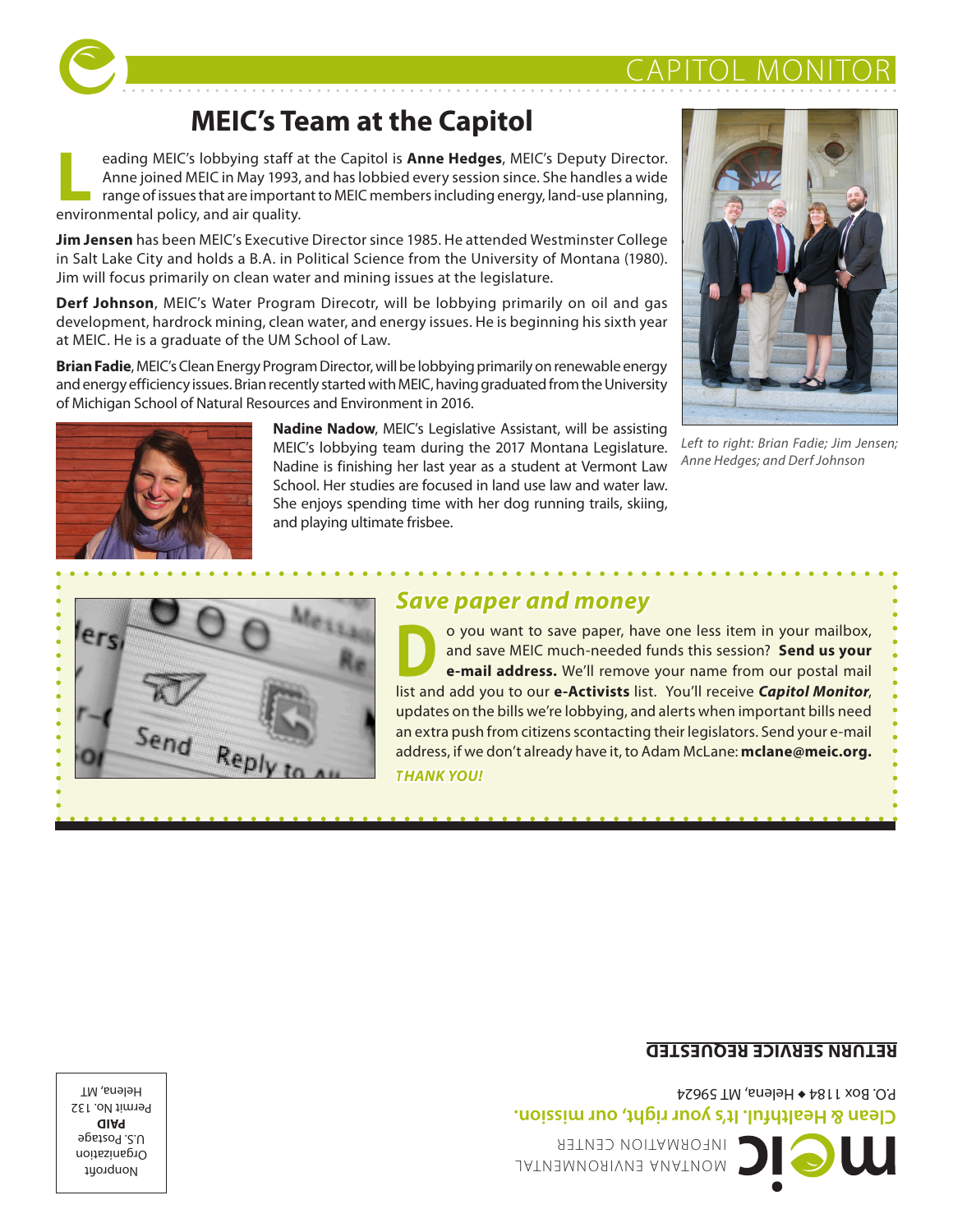# MEIC's Team at the Capitol

Leading MEIC's lobbying staff at the Capitol is **Anne Hedges**, MEIC's Deputy Director. Anne joined MEIC in May 1993, and has lobbied every session since. She handles a wide range of issues that are important to MEIC members including energy, land-use planning, environmental policy, and air quality.

**Jim Jensen** has been MEIC's Executive Director since 1985. He attended Westminster College in Salt Lake City and holds a B.A. in Political Science from the University of Montana (1980). Jim will focus primarily on clean water and mining issues at the legislature.

**Derf Johnson**, MEIC's Water Program Direcotr, will be lobbying primarily on oil and gas development, hardrock mining, clean water, and energy issues. He is beginning his sixth year at MEIC. He is a graduate of the UM School of Law.

**Brian Fadie**, MEIC's Clean Energy Program Director, will be lobbying primarily on renewable energy and energy efficiency issues. Brian recently started with MEIC, having graduated from the University of Michigan School of Natural Resources and Environment in 2016.

**Nadine Nadow**, MEIC's Legislative Assistant, will be assisting MEIC's lobbying team during the 2017 Montana Legislature. Nadine is finishing her last year as a student at Vermont Law School. Her studies are focused in land use law and water law. She enjoys spending time with her dog running trails, skiing, and playing ultimate frisbee.

*Left to right: Brian Fadie; Jim Jensen; Anne Hedges; and Derf Johnson*

## *Save paper and money*

Do you want to save paper, have one less item in your mailbox, and save MEIC much-needed funds this session? **Send us your e-mail address.** We'll remove your name from our postal mail list and add you to our **e-Activists** list. You'll receive ***Capitol Monitor***, updates on the bills we're lobbying, and alerts when important bills need an extra push from citizens scontacting their legislators. Send your e-mail address, if we don't already have it, to Adam McLane: **mclane@meic.org.**

***THANK YOU!***

MEIC
MONTANA ENVIRONMENTAL INFORMATION CENTER

**Clean & Healthful. It's your right, our mission.**

P.O. Box 1184 ◆ Helena, MT 59624

**RETURN SERVICE REQUESTED**

Nonprofit
Organization
U.S. Postage
**PAID**
Permit No. 132
Helena, MT